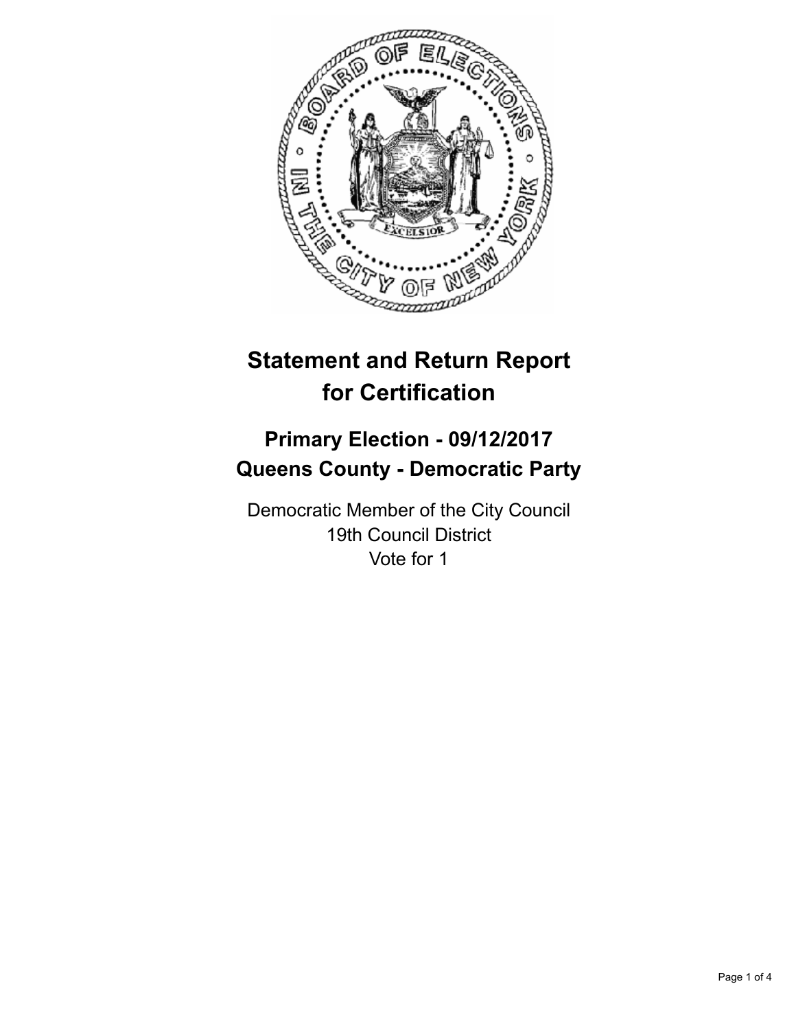# Statement and Return Report for Certification

## Primary Election - 09/12/2017
## Queens County - Democratic Party

Democratic Member of the City Council
19th Council District
Vote for 1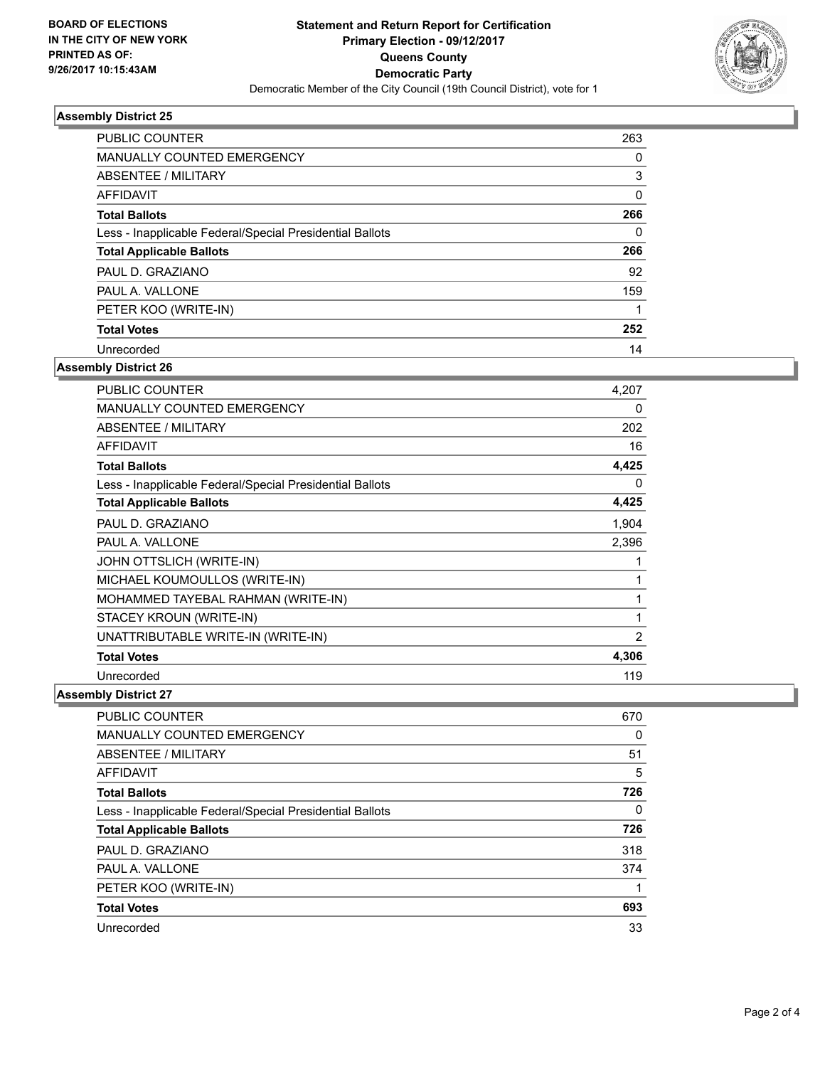BOARD OF ELECTIONS
IN THE CITY OF NEW YORK
PRINTED AS OF:
9/26/2017 10:15:43AM

**Statement and Return Report for Certification**
**Primary Election - 09/12/2017**
**Queens County**
**Democratic Party**
Democratic Member of the City Council (19th Council District), vote for 1

### Assembly District 25

| | |
|---|---|
| PUBLIC COUNTER | 263 |
| MANUALLY COUNTED EMERGENCY | 0 |
| ABSENTEE / MILITARY | 3 |
| AFFIDAVIT | 0 |
| **Total Ballots** | **266** |
| Less - Inapplicable Federal/Special Presidential Ballots | 0 |
| **Total Applicable Ballots** | **266** |
| PAUL D. GRAZIANO | 92 |
| PAUL A. VALLONE | 159 |
| PETER KOO (WRITE-IN) | 1 |
| **Total Votes** | **252** |
| Unrecorded | 14 |

### Assembly District 26

| | |
|---|---|
| PUBLIC COUNTER | 4,207 |
| MANUALLY COUNTED EMERGENCY | 0 |
| ABSENTEE / MILITARY | 202 |
| AFFIDAVIT | 16 |
| **Total Ballots** | **4,425** |
| Less - Inapplicable Federal/Special Presidential Ballots | 0 |
| **Total Applicable Ballots** | **4,425** |
| PAUL D. GRAZIANO | 1,904 |
| PAUL A. VALLONE | 2,396 |
| JOHN OTTSLICH (WRITE-IN) | 1 |
| MICHAEL KOUMOULLOS (WRITE-IN) | 1 |
| MOHAMMED TAYEBAL RAHMAN (WRITE-IN) | 1 |
| STACEY KROUN (WRITE-IN) | 1 |
| UNATTRIBUTABLE WRITE-IN (WRITE-IN) | 2 |
| **Total Votes** | **4,306** |
| Unrecorded | 119 |

### Assembly District 27

| | |
|---|---|
| PUBLIC COUNTER | 670 |
| MANUALLY COUNTED EMERGENCY | 0 |
| ABSENTEE / MILITARY | 51 |
| AFFIDAVIT | 5 |
| **Total Ballots** | **726** |
| Less - Inapplicable Federal/Special Presidential Ballots | 0 |
| **Total Applicable Ballots** | **726** |
| PAUL D. GRAZIANO | 318 |
| PAUL A. VALLONE | 374 |
| PETER KOO (WRITE-IN) | 1 |
| **Total Votes** | **693** |
| Unrecorded | 33 |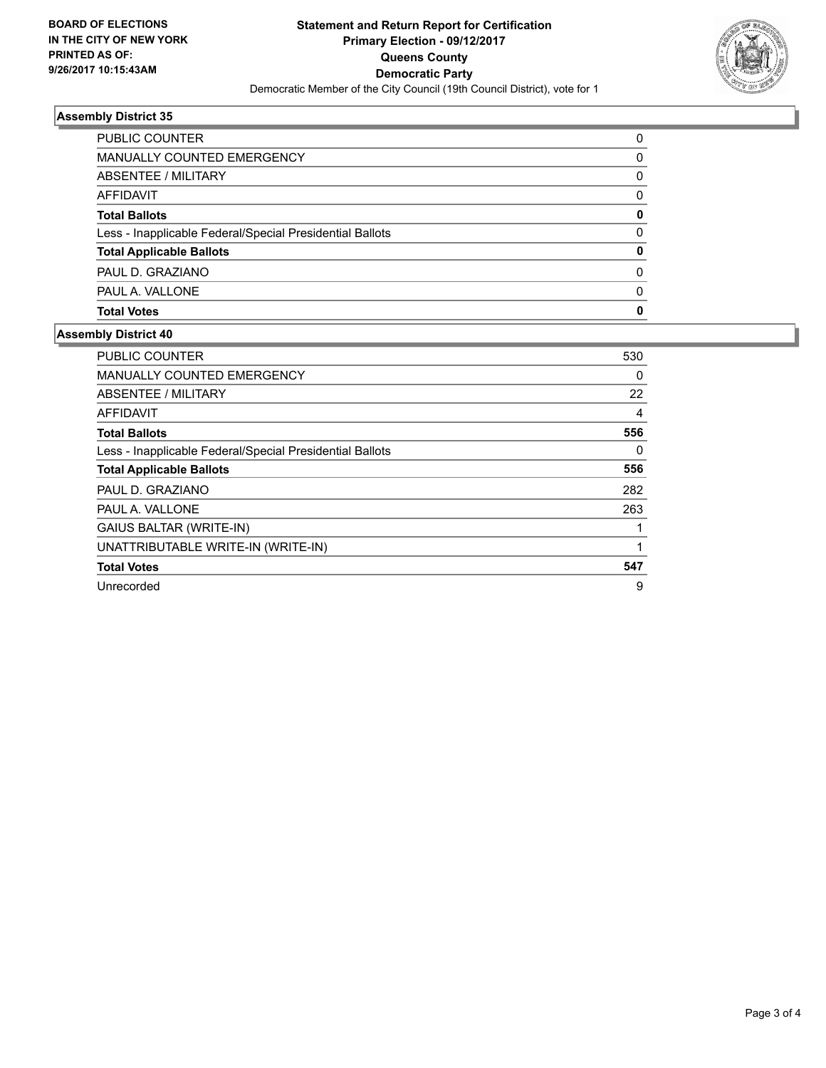**BOARD OF ELECTIONS IN THE CITY OF NEW YORK PRINTED AS OF: 9/26/2017 10:15:43AM**

**Statement and Return Report for Certification**
**Primary Election - 09/12/2017**
**Queens County**
**Democratic Party**
Democratic Member of the City Council (19th Council District), vote for 1

### Assembly District 35

| | |
|---|---|
| PUBLIC COUNTER | 0 |
| MANUALLY COUNTED EMERGENCY | 0 |
| ABSENTEE / MILITARY | 0 |
| AFFIDAVIT | 0 |
| **Total Ballots** | **0** |
| Less - Inapplicable Federal/Special Presidential Ballots | 0 |
| **Total Applicable Ballots** | **0** |
| PAUL D. GRAZIANO | 0 |
| PAUL A. VALLONE | 0 |
| **Total Votes** | **0** |

### Assembly District 40

| | |
|---|---|
| PUBLIC COUNTER | 530 |
| MANUALLY COUNTED EMERGENCY | 0 |
| ABSENTEE / MILITARY | 22 |
| AFFIDAVIT | 4 |
| **Total Ballots** | **556** |
| Less - Inapplicable Federal/Special Presidential Ballots | 0 |
| **Total Applicable Ballots** | **556** |
| PAUL D. GRAZIANO | 282 |
| PAUL A. VALLONE | 263 |
| GAIUS BALTAR (WRITE-IN) | 1 |
| UNATTRIBUTABLE WRITE-IN (WRITE-IN) | 1 |
| **Total Votes** | **547** |
| Unrecorded | 9 |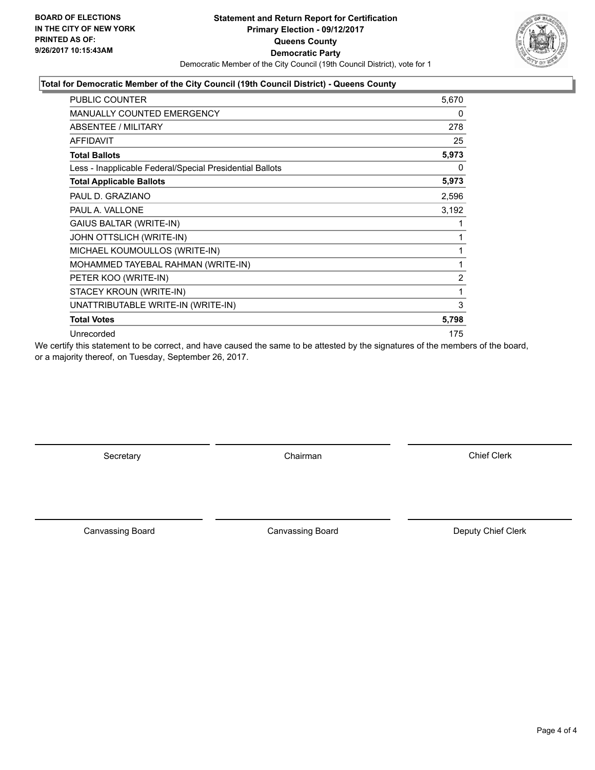**BOARD OF ELECTIONS IN THE CITY OF NEW YORK PRINTED AS OF: 9/26/2017 10:15:43AM**

# Statement and Return Report for Certification
## Primary Election - 09/12/2017
## Queens County
## Democratic Party

Democratic Member of the City Council (19th Council District), vote for 1

### Total for Democratic Member of the City Council (19th Council District) - Queens County

| | |
|---|---|
| PUBLIC COUNTER | 5,670 |
| MANUALLY COUNTED EMERGENCY | 0 |
| ABSENTEE / MILITARY | 278 |
| AFFIDAVIT | 25 |
| **Total Ballots** | **5,973** |
| Less - Inapplicable Federal/Special Presidential Ballots | 0 |
| **Total Applicable Ballots** | **5,973** |
| PAUL D. GRAZIANO | 2,596 |
| PAUL A. VALLONE | 3,192 |
| GAIUS BALTAR (WRITE-IN) | 1 |
| JOHN OTTSLICH (WRITE-IN) | 1 |
| MICHAEL KOUMOULLOS (WRITE-IN) | 1 |
| MOHAMMED TAYEBAL RAHMAN (WRITE-IN) | 1 |
| PETER KOO (WRITE-IN) | 2 |
| STACEY KROUN (WRITE-IN) | 1 |
| UNATTRIBUTABLE WRITE-IN (WRITE-IN) | 3 |
| **Total Votes** | **5,798** |
| Unrecorded | 175 |

We certify this statement to be correct, and have caused the same to be attested by the signatures of the members of the board, or a majority thereof, on Tuesday, September 26, 2017.

Secretary

Chairman

Chief Clerk

Canvassing Board

Canvassing Board

Deputy Chief Clerk